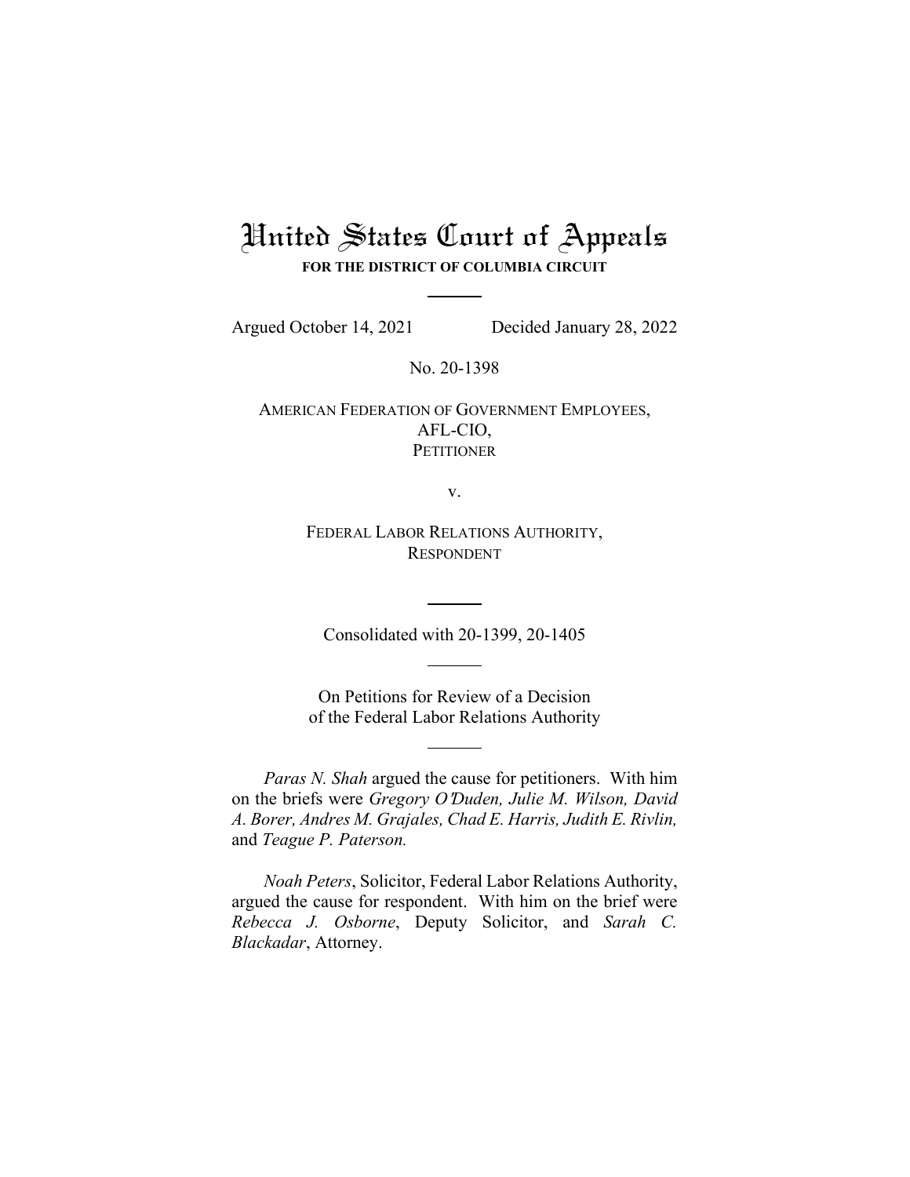# United States Court of Appeals

**FOR THE DISTRICT OF COLUMBIA CIRCUIT**

---

Argued October 14, 2021 Decided January 28, 2022

No. 20-1398

AMERICAN FEDERATION OF GOVERNMENT EMPLOYEES, AFL-CIO,
PETITIONER

v.

FEDERAL LABOR RELATIONS AUTHORITY,
RESPONDENT

---

Consolidated with 20-1399, 20-1405

---

On Petitions for Review of a Decision of the Federal Labor Relations Authority

---

*Paras N. Shah* argued the cause for petitioners. With him on the briefs were *Gregory O'Duden, Julie M. Wilson, David A. Borer, Andres M. Grajales, Chad E. Harris, Judith E. Rivlin,* and *Teague P. Paterson.*

*Noah Peters*, Solicitor, Federal Labor Relations Authority, argued the cause for respondent. With him on the brief were *Rebecca J. Osborne*, Deputy Solicitor, and *Sarah C. Blackadar*, Attorney.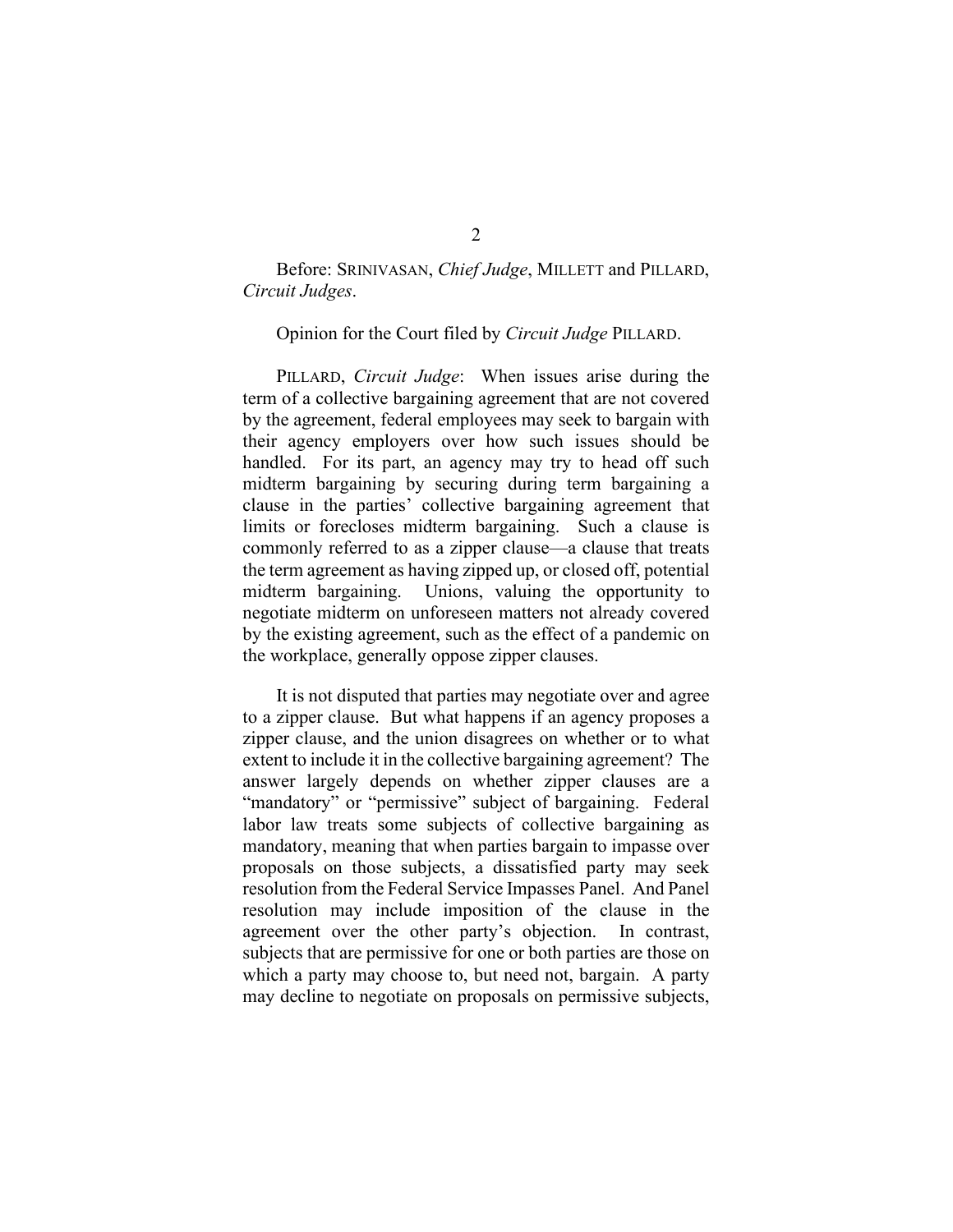Before: SRINIVASAN, *Chief Judge*, MILLETT and PILLARD, *Circuit Judges*.

Opinion for the Court filed by *Circuit Judge* PILLARD.

PILLARD, *Circuit Judge*: When issues arise during the term of a collective bargaining agreement that are not covered by the agreement, federal employees may seek to bargain with their agency employers over how such issues should be handled. For its part, an agency may try to head off such midterm bargaining by securing during term bargaining a clause in the parties' collective bargaining agreement that limits or forecloses midterm bargaining. Such a clause is commonly referred to as a zipper clause—a clause that treats the term agreement as having zipped up, or closed off, potential midterm bargaining. Unions, valuing the opportunity to negotiate midterm on unforeseen matters not already covered by the existing agreement, such as the effect of a pandemic on the workplace, generally oppose zipper clauses.

It is not disputed that parties may negotiate over and agree to a zipper clause. But what happens if an agency proposes a zipper clause, and the union disagrees on whether or to what extent to include it in the collective bargaining agreement? The answer largely depends on whether zipper clauses are a "mandatory" or "permissive" subject of bargaining. Federal labor law treats some subjects of collective bargaining as mandatory, meaning that when parties bargain to impasse over proposals on those subjects, a dissatisfied party may seek resolution from the Federal Service Impasses Panel. And Panel resolution may include imposition of the clause in the agreement over the other party's objection. In contrast, subjects that are permissive for one or both parties are those on which a party may choose to, but need not, bargain. A party may decline to negotiate on proposals on permissive subjects,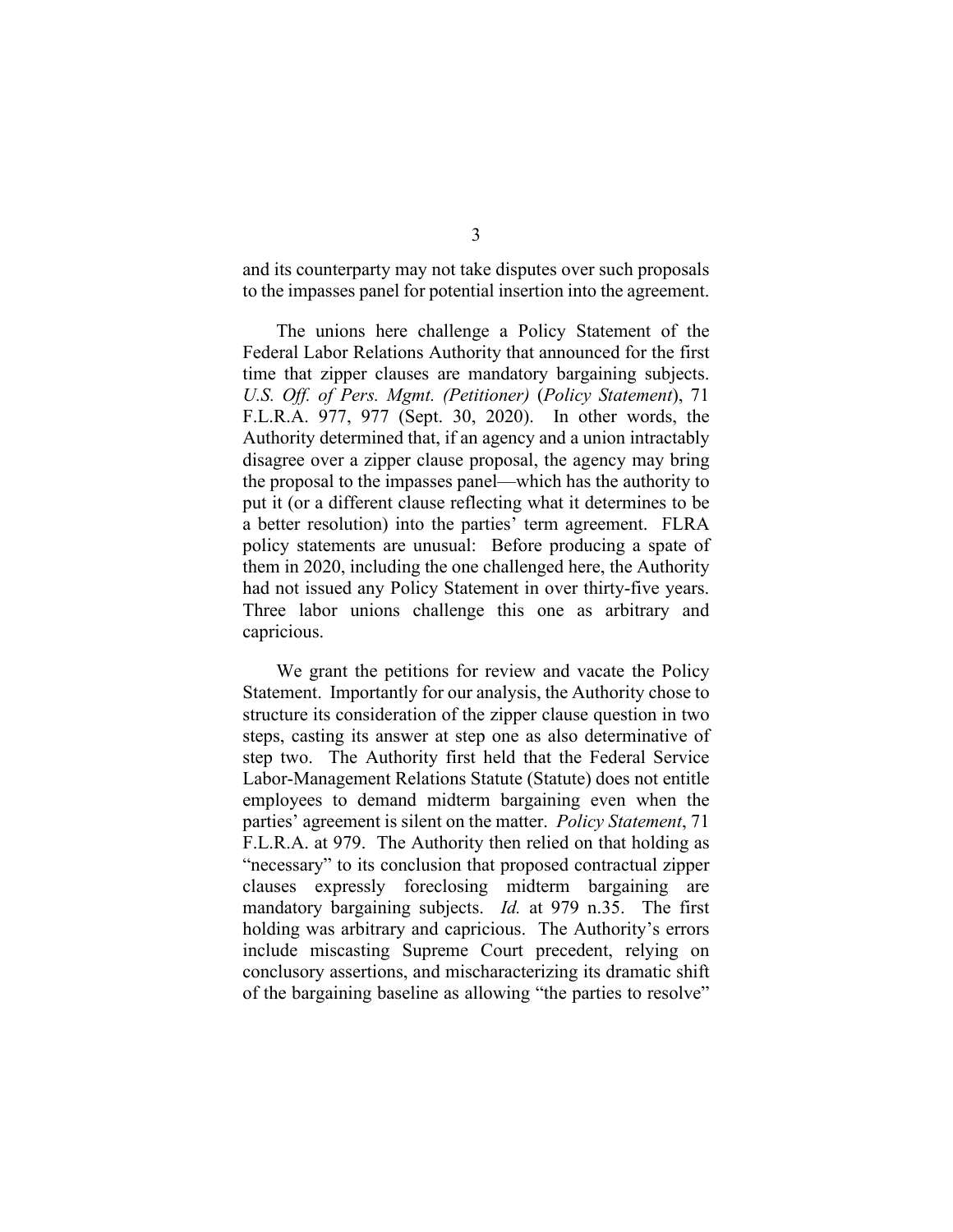and its counterparty may not take disputes over such proposals to the impasses panel for potential insertion into the agreement.

The unions here challenge a Policy Statement of the Federal Labor Relations Authority that announced for the first time that zipper clauses are mandatory bargaining subjects. *U.S. Off. of Pers. Mgmt. (Petitioner)* (*Policy Statement*), 71 F.L.R.A. 977, 977 (Sept. 30, 2020). In other words, the Authority determined that, if an agency and a union intractably disagree over a zipper clause proposal, the agency may bring the proposal to the impasses panel—which has the authority to put it (or a different clause reflecting what it determines to be a better resolution) into the parties' term agreement. FLRA policy statements are unusual: Before producing a spate of them in 2020, including the one challenged here, the Authority had not issued any Policy Statement in over thirty-five years. Three labor unions challenge this one as arbitrary and capricious.

We grant the petitions for review and vacate the Policy Statement. Importantly for our analysis, the Authority chose to structure its consideration of the zipper clause question in two steps, casting its answer at step one as also determinative of step two. The Authority first held that the Federal Service Labor-Management Relations Statute (Statute) does not entitle employees to demand midterm bargaining even when the parties' agreement is silent on the matter. *Policy Statement*, 71 F.L.R.A. at 979. The Authority then relied on that holding as "necessary" to its conclusion that proposed contractual zipper clauses expressly foreclosing midterm bargaining are mandatory bargaining subjects. *Id.* at 979 n.35. The first holding was arbitrary and capricious. The Authority's errors include miscasting Supreme Court precedent, relying on conclusory assertions, and mischaracterizing its dramatic shift of the bargaining baseline as allowing "the parties to resolve"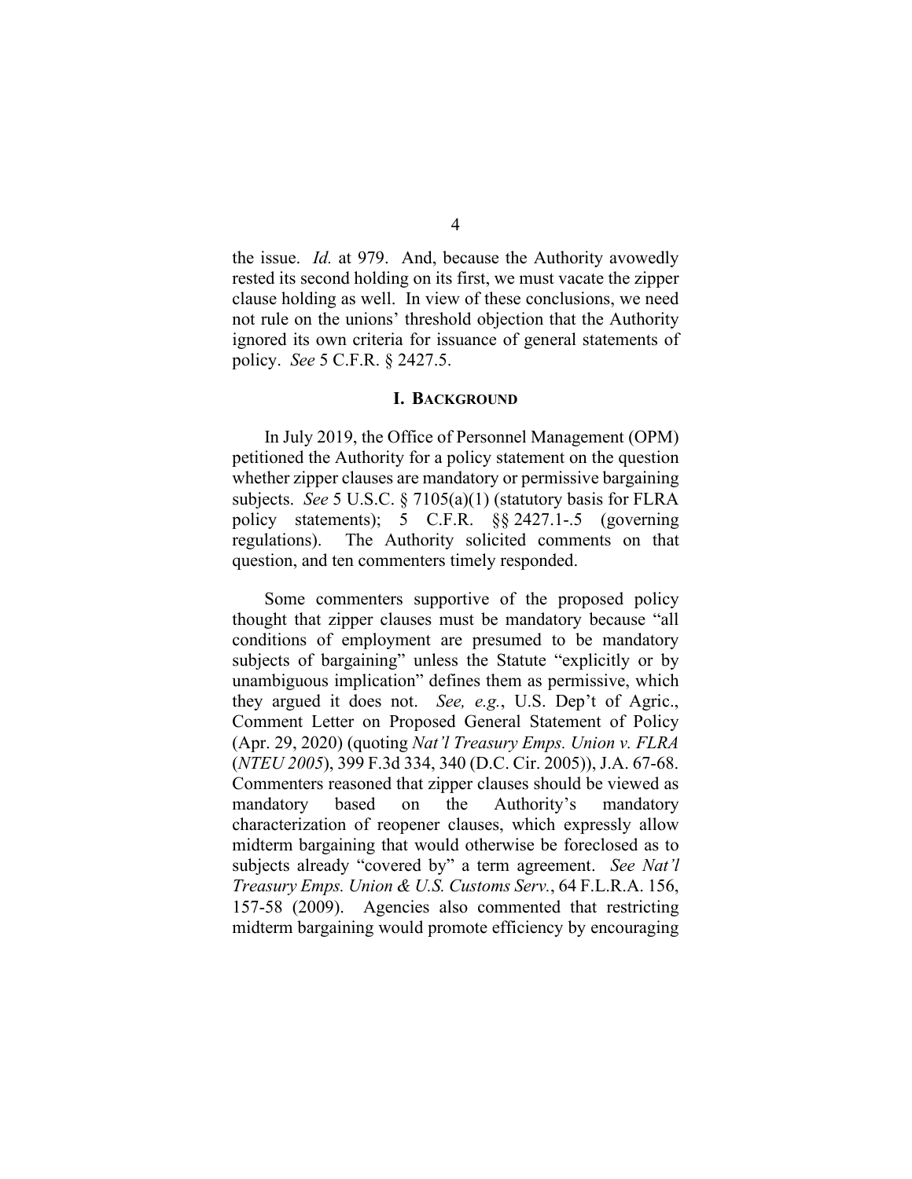the issue. *Id.* at 979. And, because the Authority avowedly rested its second holding on its first, we must vacate the zipper clause holding as well. In view of these conclusions, we need not rule on the unions' threshold objection that the Authority ignored its own criteria for issuance of general statements of policy. *See* 5 C.F.R. § 2427.5.

## I. Background

In July 2019, the Office of Personnel Management (OPM) petitioned the Authority for a policy statement on the question whether zipper clauses are mandatory or permissive bargaining subjects. *See* 5 U.S.C. § 7105(a)(1) (statutory basis for FLRA policy statements); 5 C.F.R. §§ 2427.1-.5 (governing regulations). The Authority solicited comments on that question, and ten commenters timely responded.

Some commenters supportive of the proposed policy thought that zipper clauses must be mandatory because "all conditions of employment are presumed to be mandatory subjects of bargaining" unless the Statute "explicitly or by unambiguous implication" defines them as permissive, which they argued it does not. *See, e.g.*, U.S. Dep't of Agric., Comment Letter on Proposed General Statement of Policy (Apr. 29, 2020) (quoting *Nat'l Treasury Emps. Union v. FLRA* (*NTEU 2005*), 399 F.3d 334, 340 (D.C. Cir. 2005)), J.A. 67-68. Commenters reasoned that zipper clauses should be viewed as mandatory based on the Authority's mandatory characterization of reopener clauses, which expressly allow midterm bargaining that would otherwise be foreclosed as to subjects already "covered by" a term agreement. *See Nat'l Treasury Emps. Union & U.S. Customs Serv.*, 64 F.L.R.A. 156, 157-58 (2009). Agencies also commented that restricting midterm bargaining would promote efficiency by encouraging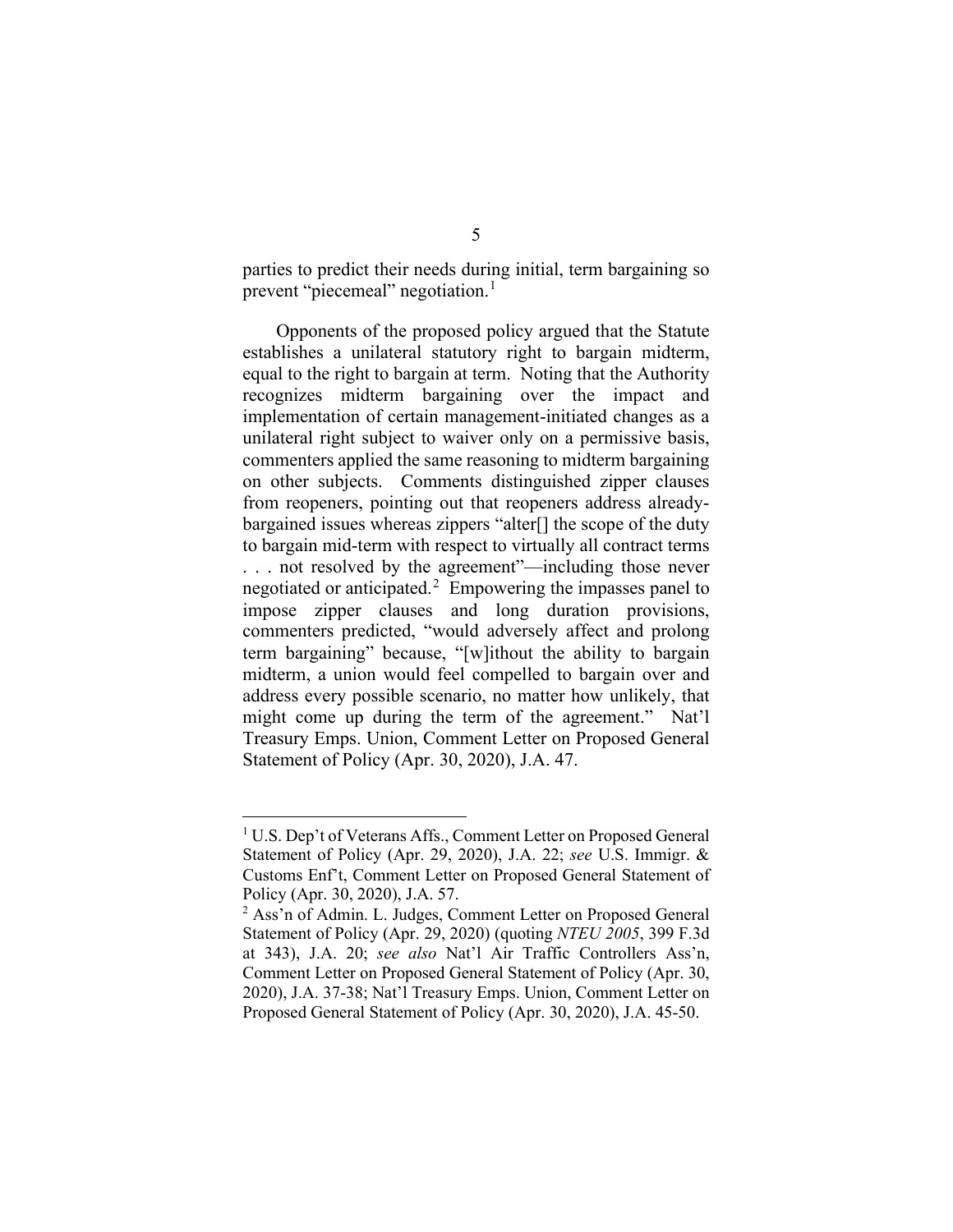parties to predict their needs during initial, term bargaining so prevent "piecemeal" negotiation.[1]

Opponents of the proposed policy argued that the Statute establishes a unilateral statutory right to bargain midterm, equal to the right to bargain at term. Noting that the Authority recognizes midterm bargaining over the impact and implementation of certain management-initiated changes as a unilateral right subject to waiver only on a permissive basis, commenters applied the same reasoning to midterm bargaining on other subjects. Comments distinguished zipper clauses from reopeners, pointing out that reopeners address already-bargained issues whereas zippers "alter[] the scope of the duty to bargain mid-term with respect to virtually all contract terms . . . not resolved by the agreement"—including those never negotiated or anticipated.[2] Empowering the impasses panel to impose zipper clauses and long duration provisions, commenters predicted, "would adversely affect and prolong term bargaining" because, "[w]ithout the ability to bargain midterm, a union would feel compelled to bargain over and address every possible scenario, no matter how unlikely, that might come up during the term of the agreement." Nat'l Treasury Emps. Union, Comment Letter on Proposed General Statement of Policy (Apr. 30, 2020), J.A. 47.

---

[1] U.S. Dep't of Veterans Affs., Comment Letter on Proposed General Statement of Policy (Apr. 29, 2020), J.A. 22; *see* U.S. Immigr. & Customs Enf't, Comment Letter on Proposed General Statement of Policy (Apr. 30, 2020), J.A. 57.

[2] Ass'n of Admin. L. Judges, Comment Letter on Proposed General Statement of Policy (Apr. 29, 2020) (quoting *NTEU 2005*, 399 F.3d at 343), J.A. 20; *see also* Nat'l Air Traffic Controllers Ass'n, Comment Letter on Proposed General Statement of Policy (Apr. 30, 2020), J.A. 37-38; Nat'l Treasury Emps. Union, Comment Letter on Proposed General Statement of Policy (Apr. 30, 2020), J.A. 45-50.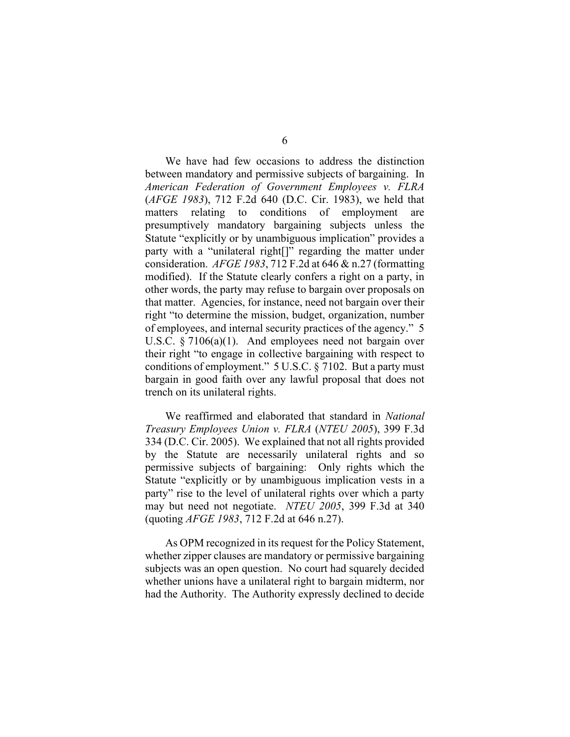We have had few occasions to address the distinction between mandatory and permissive subjects of bargaining. In *American Federation of Government Employees v. FLRA* (*AFGE 1983*), 712 F.2d 640 (D.C. Cir. 1983), we held that matters relating to conditions of employment are presumptively mandatory bargaining subjects unless the Statute "explicitly or by unambiguous implication" provides a party with a "unilateral right[]" regarding the matter under consideration. *AFGE 1983*, 712 F.2d at 646 & n.27 (formatting modified). If the Statute clearly confers a right on a party, in other words, the party may refuse to bargain over proposals on that matter. Agencies, for instance, need not bargain over their right "to determine the mission, budget, organization, number of employees, and internal security practices of the agency." 5 U.S.C. § 7106(a)(1). And employees need not bargain over their right "to engage in collective bargaining with respect to conditions of employment." 5 U.S.C. § 7102. But a party must bargain in good faith over any lawful proposal that does not trench on its unilateral rights.

We reaffirmed and elaborated that standard in *National Treasury Employees Union v. FLRA* (*NTEU 2005*), 399 F.3d 334 (D.C. Cir. 2005). We explained that not all rights provided by the Statute are necessarily unilateral rights and so permissive subjects of bargaining: Only rights which the Statute "explicitly or by unambiguous implication vests in a party" rise to the level of unilateral rights over which a party may but need not negotiate. *NTEU 2005*, 399 F.3d at 340 (quoting *AFGE 1983*, 712 F.2d at 646 n.27).

As OPM recognized in its request for the Policy Statement, whether zipper clauses are mandatory or permissive bargaining subjects was an open question. No court had squarely decided whether unions have a unilateral right to bargain midterm, nor had the Authority. The Authority expressly declined to decide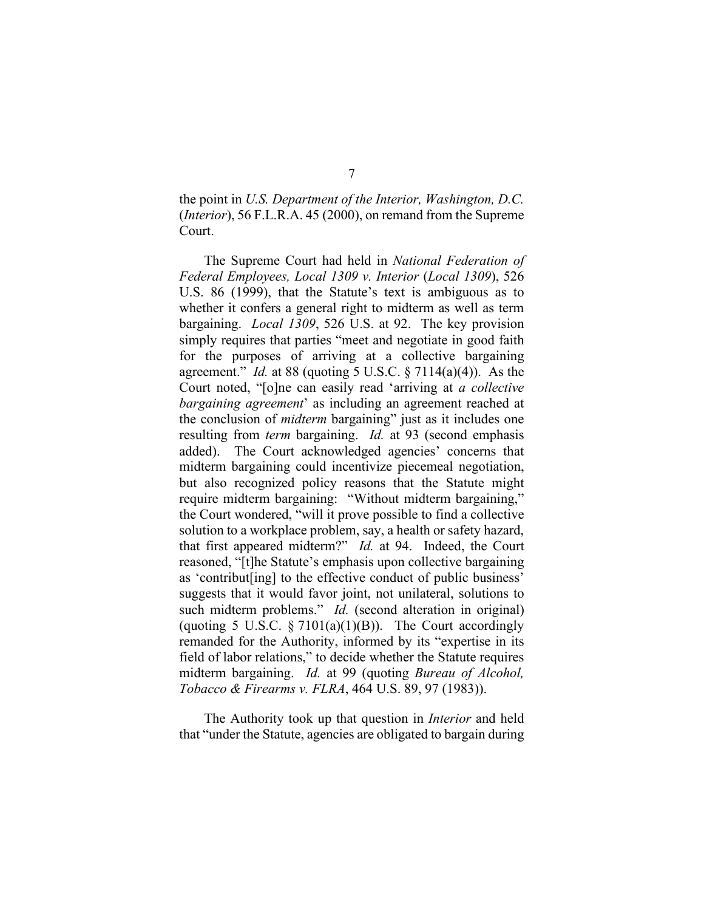the point in *U.S. Department of the Interior, Washington, D.C.* (*Interior*), 56 F.L.R.A. 45 (2000), on remand from the Supreme Court.

The Supreme Court had held in *National Federation of Federal Employees, Local 1309 v. Interior* (*Local 1309*), 526 U.S. 86 (1999), that the Statute's text is ambiguous as to whether it confers a general right to midterm as well as term bargaining. *Local 1309*, 526 U.S. at 92. The key provision simply requires that parties "meet and negotiate in good faith for the purposes of arriving at a collective bargaining agreement." *Id.* at 88 (quoting 5 U.S.C. § 7114(a)(4)). As the Court noted, "[o]ne can easily read 'arriving at *a collective bargaining agreement*' as including an agreement reached at the conclusion of *midterm* bargaining" just as it includes one resulting from *term* bargaining. *Id.* at 93 (second emphasis added). The Court acknowledged agencies' concerns that midterm bargaining could incentivize piecemeal negotiation, but also recognized policy reasons that the Statute might require midterm bargaining: "Without midterm bargaining," the Court wondered, "will it prove possible to find a collective solution to a workplace problem, say, a health or safety hazard, that first appeared midterm?" *Id.* at 94. Indeed, the Court reasoned, "[t]he Statute's emphasis upon collective bargaining as 'contribut[ing] to the effective conduct of public business' suggests that it would favor joint, not unilateral, solutions to such midterm problems." *Id.* (second alteration in original) (quoting 5 U.S.C. § 7101(a)(1)(B)). The Court accordingly remanded for the Authority, informed by its "expertise in its field of labor relations," to decide whether the Statute requires midterm bargaining. *Id.* at 99 (quoting *Bureau of Alcohol, Tobacco & Firearms v. FLRA*, 464 U.S. 89, 97 (1983)).

The Authority took up that question in *Interior* and held that "under the Statute, agencies are obligated to bargain during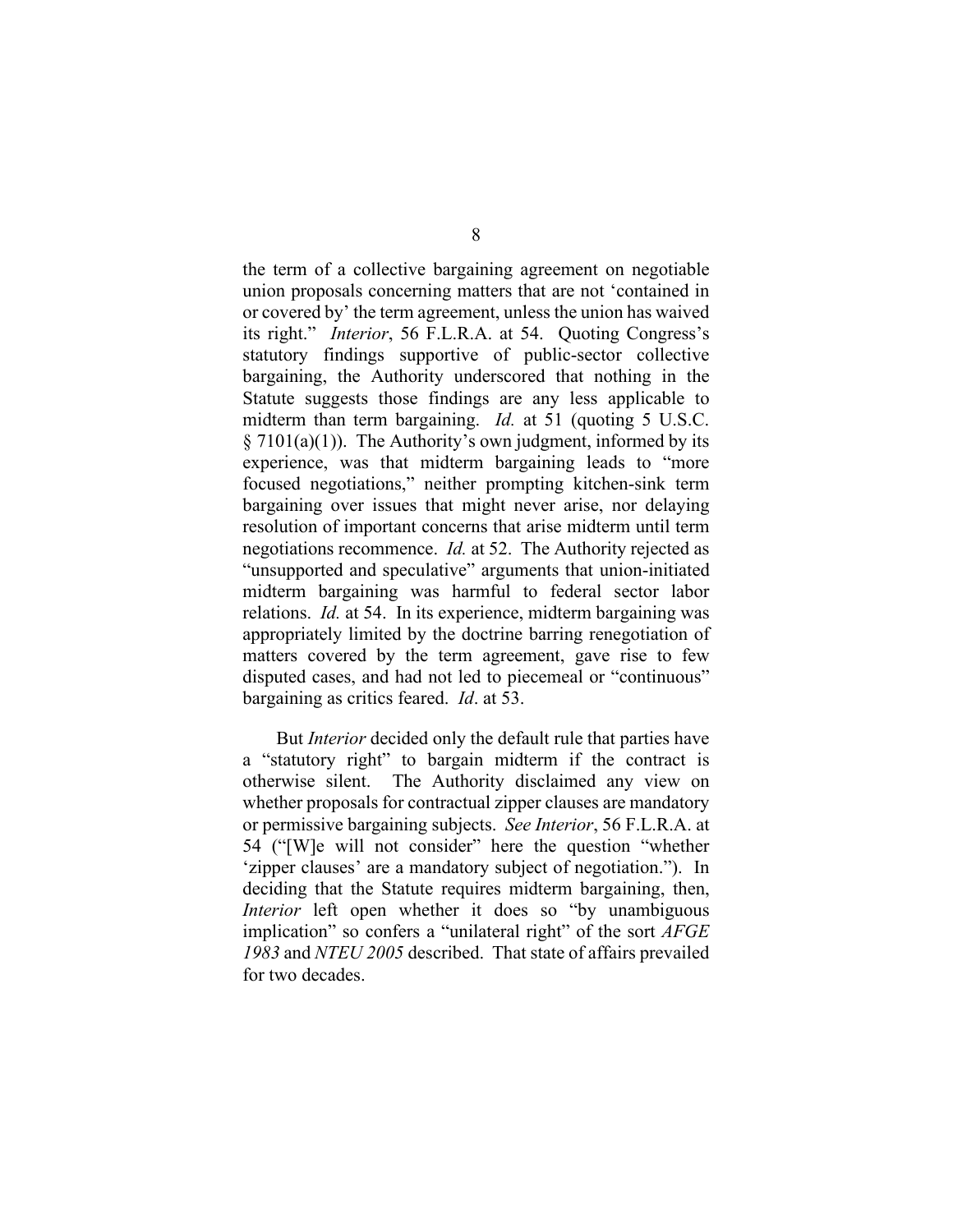the term of a collective bargaining agreement on negotiable union proposals concerning matters that are not 'contained in or covered by' the term agreement, unless the union has waived its right." *Interior*, 56 F.L.R.A. at 54. Quoting Congress's statutory findings supportive of public-sector collective bargaining, the Authority underscored that nothing in the Statute suggests those findings are any less applicable to midterm than term bargaining. *Id.* at 51 (quoting 5 U.S.C. § 7101(a)(1)). The Authority's own judgment, informed by its experience, was that midterm bargaining leads to "more focused negotiations," neither prompting kitchen-sink term bargaining over issues that might never arise, nor delaying resolution of important concerns that arise midterm until term negotiations recommence. *Id.* at 52. The Authority rejected as "unsupported and speculative" arguments that union-initiated midterm bargaining was harmful to federal sector labor relations. *Id.* at 54. In its experience, midterm bargaining was appropriately limited by the doctrine barring renegotiation of matters covered by the term agreement, gave rise to few disputed cases, and had not led to piecemeal or "continuous" bargaining as critics feared. *Id*. at 53.

But *Interior* decided only the default rule that parties have a "statutory right" to bargain midterm if the contract is otherwise silent. The Authority disclaimed any view on whether proposals for contractual zipper clauses are mandatory or permissive bargaining subjects. *See Interior*, 56 F.L.R.A. at 54 ("[W]e will not consider" here the question "whether 'zipper clauses' are a mandatory subject of negotiation."). In deciding that the Statute requires midterm bargaining, then, *Interior* left open whether it does so "by unambiguous implication" so confers a "unilateral right" of the sort *AFGE 1983* and *NTEU 2005* described. That state of affairs prevailed for two decades.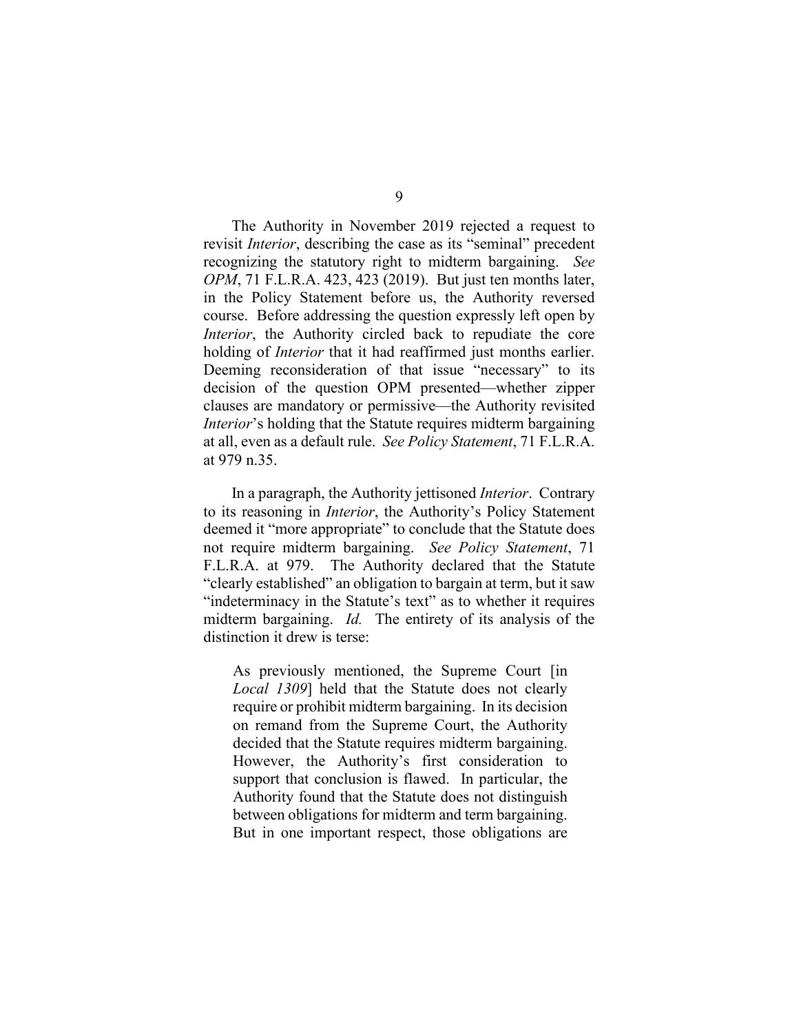The Authority in November 2019 rejected a request to revisit *Interior*, describing the case as its "seminal" precedent recognizing the statutory right to midterm bargaining. *See OPM*, 71 F.L.R.A. 423, 423 (2019). But just ten months later, in the Policy Statement before us, the Authority reversed course. Before addressing the question expressly left open by *Interior*, the Authority circled back to repudiate the core holding of *Interior* that it had reaffirmed just months earlier. Deeming reconsideration of that issue "necessary" to its decision of the question OPM presented—whether zipper clauses are mandatory or permissive—the Authority revisited *Interior*'s holding that the Statute requires midterm bargaining at all, even as a default rule. *See Policy Statement*, 71 F.L.R.A. at 979 n.35.

In a paragraph, the Authority jettisoned *Interior*. Contrary to its reasoning in *Interior*, the Authority's Policy Statement deemed it "more appropriate" to conclude that the Statute does not require midterm bargaining. *See Policy Statement*, 71 F.L.R.A. at 979. The Authority declared that the Statute "clearly established" an obligation to bargain at term, but it saw "indeterminacy in the Statute's text" as to whether it requires midterm bargaining. *Id.* The entirety of its analysis of the distinction it drew is terse:

> As previously mentioned, the Supreme Court [in *Local 1309*] held that the Statute does not clearly require or prohibit midterm bargaining. In its decision on remand from the Supreme Court, the Authority decided that the Statute requires midterm bargaining. However, the Authority's first consideration to support that conclusion is flawed. In particular, the Authority found that the Statute does not distinguish between obligations for midterm and term bargaining. But in one important respect, those obligations are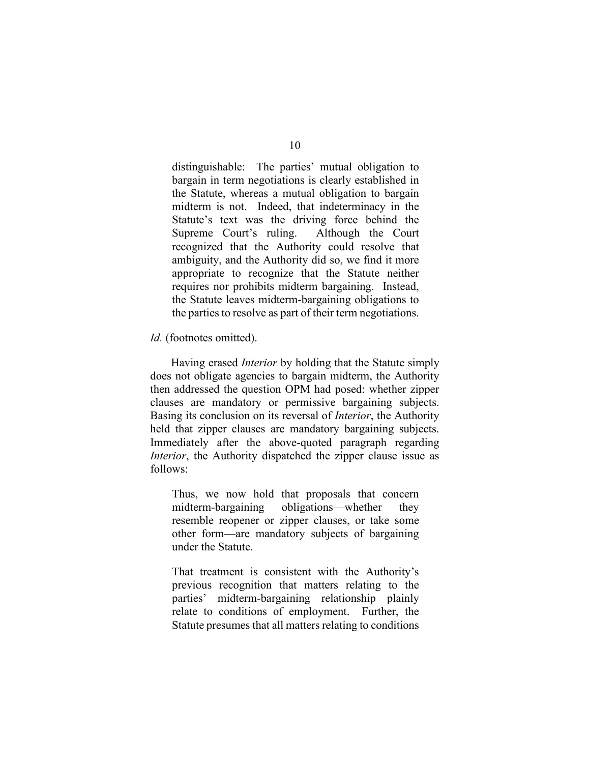> distinguishable: The parties' mutual obligation to bargain in term negotiations is clearly established in the Statute, whereas a mutual obligation to bargain midterm is not. Indeed, that indeterminacy in the Statute's text was the driving force behind the Supreme Court's ruling. Although the Court recognized that the Authority could resolve that ambiguity, and the Authority did so, we find it more appropriate to recognize that the Statute neither requires nor prohibits midterm bargaining. Instead, the Statute leaves midterm-bargaining obligations to the parties to resolve as part of their term negotiations.

*Id.* (footnotes omitted).

Having erased *Interior* by holding that the Statute simply does not obligate agencies to bargain midterm, the Authority then addressed the question OPM had posed: whether zipper clauses are mandatory or permissive bargaining subjects. Basing its conclusion on its reversal of *Interior*, the Authority held that zipper clauses are mandatory bargaining subjects. Immediately after the above-quoted paragraph regarding *Interior*, the Authority dispatched the zipper clause issue as follows:

> Thus, we now hold that proposals that concern midterm-bargaining obligations—whether they resemble reopener or zipper clauses, or take some other form—are mandatory subjects of bargaining under the Statute.
>
> That treatment is consistent with the Authority's previous recognition that matters relating to the parties' midterm-bargaining relationship plainly relate to conditions of employment. Further, the Statute presumes that all matters relating to conditions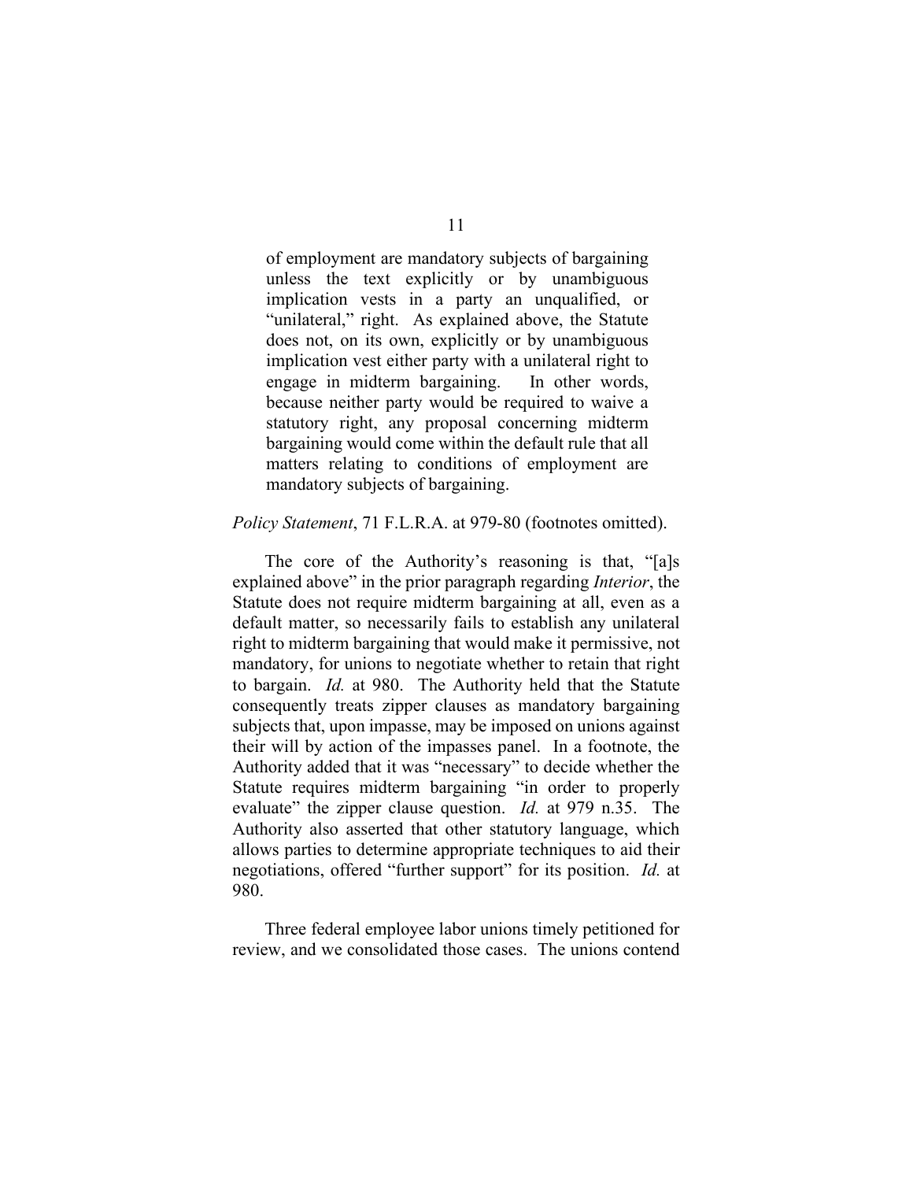> of employment are mandatory subjects of bargaining unless the text explicitly or by unambiguous implication vests in a party an unqualified, or "unilateral," right. As explained above, the Statute does not, on its own, explicitly or by unambiguous implication vest either party with a unilateral right to engage in midterm bargaining. In other words, because neither party would be required to waive a statutory right, any proposal concerning midterm bargaining would come within the default rule that all matters relating to conditions of employment are mandatory subjects of bargaining.

*Policy Statement*, 71 F.L.R.A. at 979-80 (footnotes omitted).

The core of the Authority's reasoning is that, "[a]s explained above" in the prior paragraph regarding *Interior*, the Statute does not require midterm bargaining at all, even as a default matter, so necessarily fails to establish any unilateral right to midterm bargaining that would make it permissive, not mandatory, for unions to negotiate whether to retain that right to bargain. *Id.* at 980. The Authority held that the Statute consequently treats zipper clauses as mandatory bargaining subjects that, upon impasse, may be imposed on unions against their will by action of the impasses panel. In a footnote, the Authority added that it was "necessary" to decide whether the Statute requires midterm bargaining "in order to properly evaluate" the zipper clause question. *Id.* at 979 n.35. The Authority also asserted that other statutory language, which allows parties to determine appropriate techniques to aid their negotiations, offered "further support" for its position. *Id.* at 980.

Three federal employee labor unions timely petitioned for review, and we consolidated those cases. The unions contend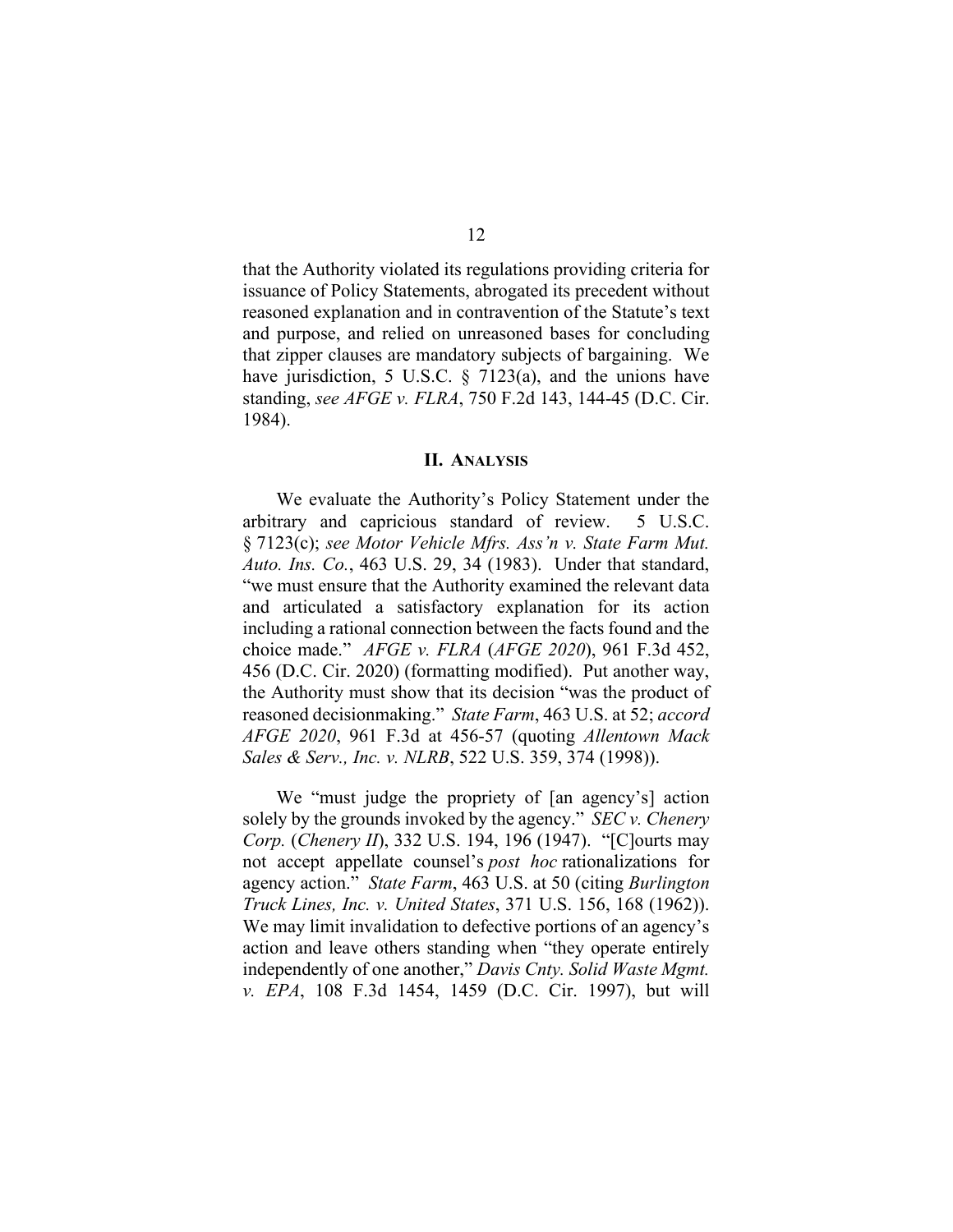that the Authority violated its regulations providing criteria for issuance of Policy Statements, abrogated its precedent without reasoned explanation and in contravention of the Statute's text and purpose, and relied on unreasoned bases for concluding that zipper clauses are mandatory subjects of bargaining. We have jurisdiction, 5 U.S.C. § 7123(a), and the unions have standing, *see AFGE v. FLRA*, 750 F.2d 143, 144-45 (D.C. Cir. 1984).

## II. Analysis

We evaluate the Authority's Policy Statement under the arbitrary and capricious standard of review. 5 U.S.C. § 7123(c); *see Motor Vehicle Mfrs. Ass'n v. State Farm Mut. Auto. Ins. Co.*, 463 U.S. 29, 34 (1983). Under that standard, "we must ensure that the Authority examined the relevant data and articulated a satisfactory explanation for its action including a rational connection between the facts found and the choice made." *AFGE v. FLRA* (*AFGE 2020*), 961 F.3d 452, 456 (D.C. Cir. 2020) (formatting modified). Put another way, the Authority must show that its decision "was the product of reasoned decisionmaking." *State Farm*, 463 U.S. at 52; *accord AFGE 2020*, 961 F.3d at 456-57 (quoting *Allentown Mack Sales & Serv., Inc. v. NLRB*, 522 U.S. 359, 374 (1998)).

We "must judge the propriety of [an agency's] action solely by the grounds invoked by the agency." *SEC v. Chenery Corp.* (*Chenery II*), 332 U.S. 194, 196 (1947). "[C]ourts may not accept appellate counsel's *post hoc* rationalizations for agency action." *State Farm*, 463 U.S. at 50 (citing *Burlington Truck Lines, Inc. v. United States*, 371 U.S. 156, 168 (1962)). We may limit invalidation to defective portions of an agency's action and leave others standing when "they operate entirely independently of one another," *Davis Cnty. Solid Waste Mgmt. v. EPA*, 108 F.3d 1454, 1459 (D.C. Cir. 1997), but will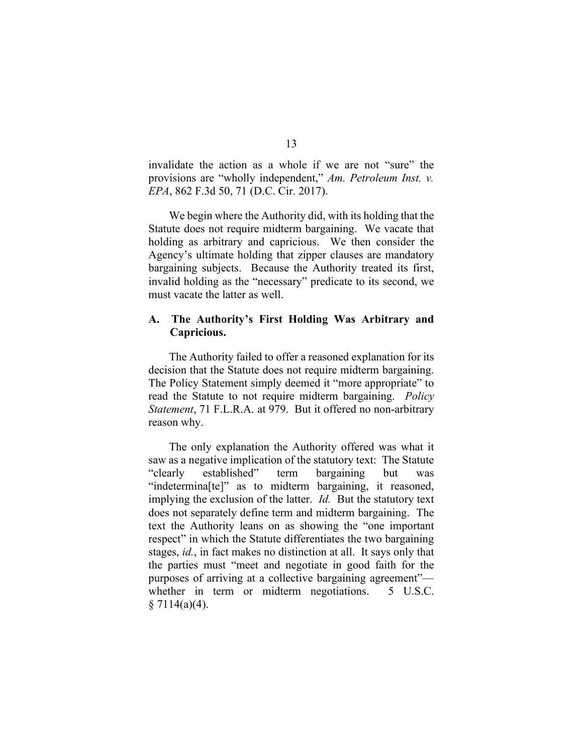invalidate the action as a whole if we are not "sure" the provisions are "wholly independent," *Am. Petroleum Inst. v. EPA*, 862 F.3d 50, 71 (D.C. Cir. 2017).

We begin where the Authority did, with its holding that the Statute does not require midterm bargaining. We vacate that holding as arbitrary and capricious. We then consider the Agency's ultimate holding that zipper clauses are mandatory bargaining subjects. Because the Authority treated its first, invalid holding as the "necessary" predicate to its second, we must vacate the latter as well.

### A. The Authority's First Holding Was Arbitrary and Capricious.

The Authority failed to offer a reasoned explanation for its decision that the Statute does not require midterm bargaining. The Policy Statement simply deemed it "more appropriate" to read the Statute to not require midterm bargaining. *Policy Statement*, 71 F.L.R.A. at 979. But it offered no non-arbitrary reason why.

The only explanation the Authority offered was what it saw as a negative implication of the statutory text: The Statute "clearly established" term bargaining but was "indetermina[te]" as to midterm bargaining, it reasoned, implying the exclusion of the latter. *Id.* But the statutory text does not separately define term and midterm bargaining. The text the Authority leans on as showing the "one important respect" in which the Statute differentiates the two bargaining stages, *id.*, in fact makes no distinction at all. It says only that the parties must "meet and negotiate in good faith for the purposes of arriving at a collective bargaining agreement"—whether in term or midterm negotiations. 5 U.S.C. § 7114(a)(4).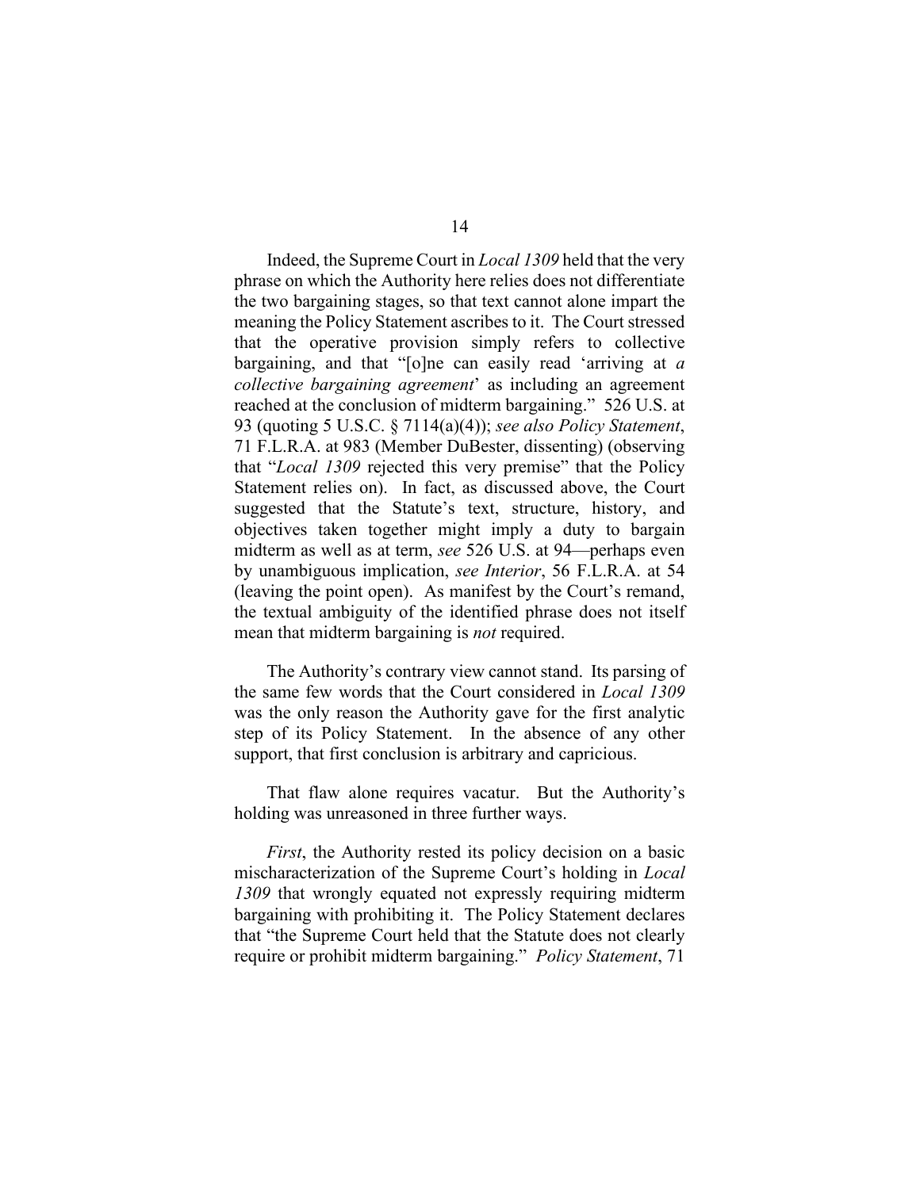Indeed, the Supreme Court in *Local 1309* held that the very phrase on which the Authority here relies does not differentiate the two bargaining stages, so that text cannot alone impart the meaning the Policy Statement ascribes to it. The Court stressed that the operative provision simply refers to collective bargaining, and that "[o]ne can easily read 'arriving at *a collective bargaining agreement*' as including an agreement reached at the conclusion of midterm bargaining." 526 U.S. at 93 (quoting 5 U.S.C. § 7114(a)(4)); *see also Policy Statement*, 71 F.L.R.A. at 983 (Member DuBester, dissenting) (observing that "*Local 1309* rejected this very premise" that the Policy Statement relies on). In fact, as discussed above, the Court suggested that the Statute's text, structure, history, and objectives taken together might imply a duty to bargain midterm as well as at term, *see* 526 U.S. at 94—perhaps even by unambiguous implication, *see Interior*, 56 F.L.R.A. at 54 (leaving the point open). As manifest by the Court's remand, the textual ambiguity of the identified phrase does not itself mean that midterm bargaining is *not* required.

The Authority's contrary view cannot stand. Its parsing of the same few words that the Court considered in *Local 1309* was the only reason the Authority gave for the first analytic step of its Policy Statement. In the absence of any other support, that first conclusion is arbitrary and capricious.

That flaw alone requires vacatur. But the Authority's holding was unreasoned in three further ways.

*First*, the Authority rested its policy decision on a basic mischaracterization of the Supreme Court's holding in *Local 1309* that wrongly equated not expressly requiring midterm bargaining with prohibiting it. The Policy Statement declares that "the Supreme Court held that the Statute does not clearly require or prohibit midterm bargaining." *Policy Statement*, 71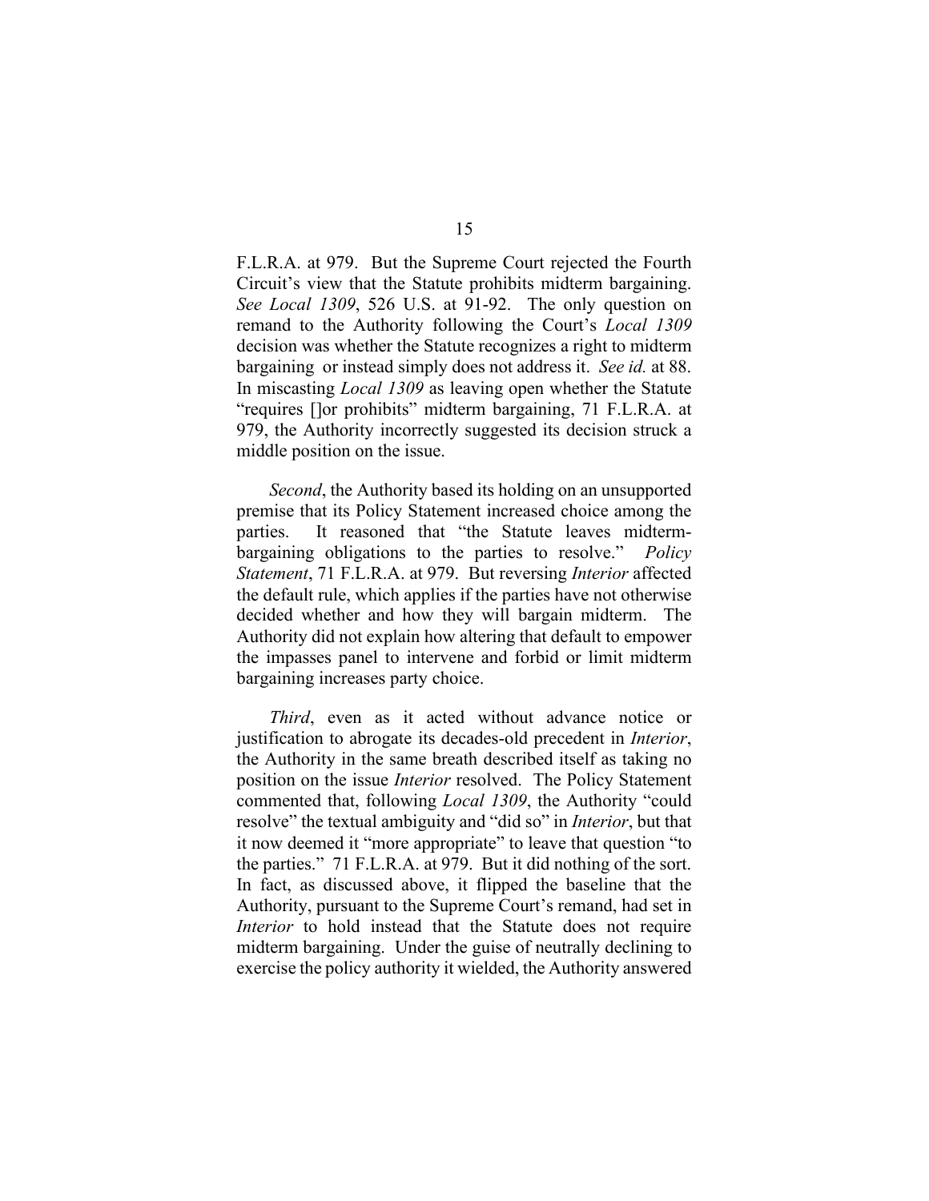F.L.R.A. at 979. But the Supreme Court rejected the Fourth Circuit's view that the Statute prohibits midterm bargaining. *See Local 1309*, 526 U.S. at 91-92. The only question on remand to the Authority following the Court's *Local 1309* decision was whether the Statute recognizes a right to midterm bargaining or instead simply does not address it. *See id.* at 88. In miscasting *Local 1309* as leaving open whether the Statute "requires []or prohibits" midterm bargaining, 71 F.L.R.A. at 979, the Authority incorrectly suggested its decision struck a middle position on the issue.

*Second*, the Authority based its holding on an unsupported premise that its Policy Statement increased choice among the parties. It reasoned that "the Statute leaves midterm-bargaining obligations to the parties to resolve." *Policy Statement*, 71 F.L.R.A. at 979. But reversing *Interior* affected the default rule, which applies if the parties have not otherwise decided whether and how they will bargain midterm. The Authority did not explain how altering that default to empower the impasses panel to intervene and forbid or limit midterm bargaining increases party choice.

*Third*, even as it acted without advance notice or justification to abrogate its decades-old precedent in *Interior*, the Authority in the same breath described itself as taking no position on the issue *Interior* resolved. The Policy Statement commented that, following *Local 1309*, the Authority "could resolve" the textual ambiguity and "did so" in *Interior*, but that it now deemed it "more appropriate" to leave that question "to the parties." 71 F.L.R.A. at 979. But it did nothing of the sort. In fact, as discussed above, it flipped the baseline that the Authority, pursuant to the Supreme Court's remand, had set in *Interior* to hold instead that the Statute does not require midterm bargaining. Under the guise of neutrally declining to exercise the policy authority it wielded, the Authority answered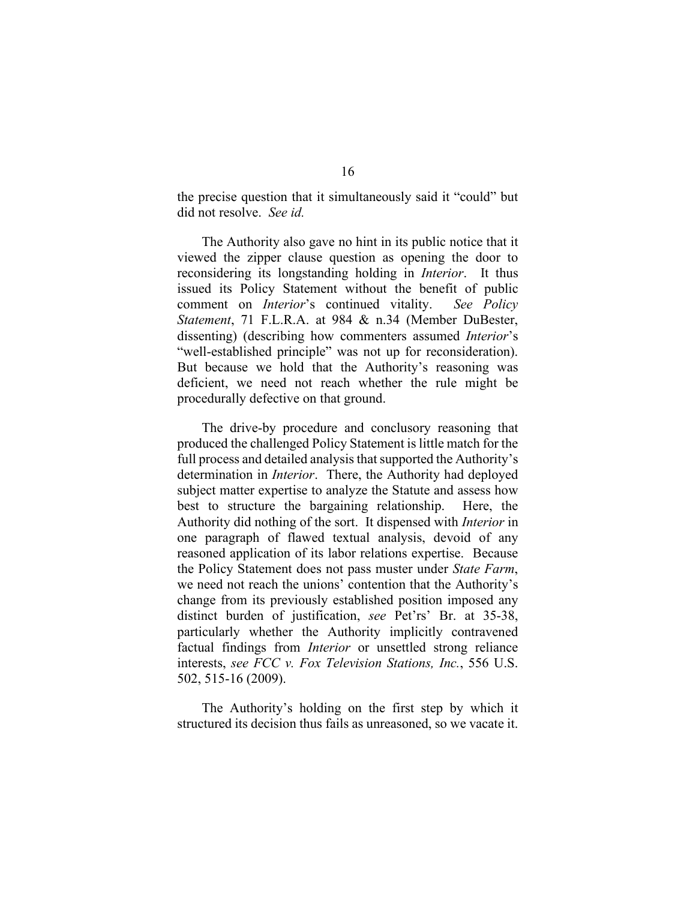the precise question that it simultaneously said it "could" but did not resolve. *See id.*

The Authority also gave no hint in its public notice that it viewed the zipper clause question as opening the door to reconsidering its longstanding holding in *Interior*. It thus issued its Policy Statement without the benefit of public comment on *Interior*'s continued vitality. *See Policy Statement*, 71 F.L.R.A. at 984 & n.34 (Member DuBester, dissenting) (describing how commenters assumed *Interior*'s "well-established principle" was not up for reconsideration). But because we hold that the Authority's reasoning was deficient, we need not reach whether the rule might be procedurally defective on that ground.

The drive-by procedure and conclusory reasoning that produced the challenged Policy Statement is little match for the full process and detailed analysis that supported the Authority's determination in *Interior*. There, the Authority had deployed subject matter expertise to analyze the Statute and assess how best to structure the bargaining relationship. Here, the Authority did nothing of the sort. It dispensed with *Interior* in one paragraph of flawed textual analysis, devoid of any reasoned application of its labor relations expertise. Because the Policy Statement does not pass muster under *State Farm*, we need not reach the unions' contention that the Authority's change from its previously established position imposed any distinct burden of justification, *see* Pet'rs' Br. at 35-38, particularly whether the Authority implicitly contravened factual findings from *Interior* or unsettled strong reliance interests, *see FCC v. Fox Television Stations, Inc.*, 556 U.S. 502, 515-16 (2009).

The Authority's holding on the first step by which it structured its decision thus fails as unreasoned, so we vacate it.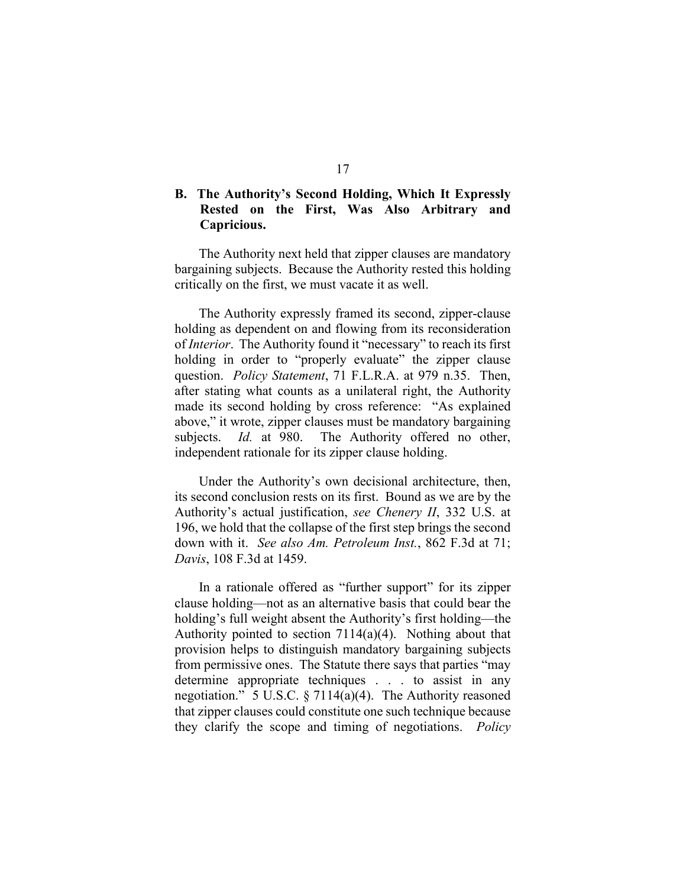### B. The Authority's Second Holding, Which It Expressly Rested on the First, Was Also Arbitrary and Capricious.

The Authority next held that zipper clauses are mandatory bargaining subjects. Because the Authority rested this holding critically on the first, we must vacate it as well.

The Authority expressly framed its second, zipper-clause holding as dependent on and flowing from its reconsideration of *Interior*. The Authority found it "necessary" to reach its first holding in order to "properly evaluate" the zipper clause question. *Policy Statement*, 71 F.L.R.A. at 979 n.35. Then, after stating what counts as a unilateral right, the Authority made its second holding by cross reference: "As explained above," it wrote, zipper clauses must be mandatory bargaining subjects. *Id.* at 980. The Authority offered no other, independent rationale for its zipper clause holding.

Under the Authority's own decisional architecture, then, its second conclusion rests on its first. Bound as we are by the Authority's actual justification, *see Chenery II*, 332 U.S. at 196, we hold that the collapse of the first step brings the second down with it. *See also Am. Petroleum Inst.*, 862 F.3d at 71; *Davis*, 108 F.3d at 1459.

In a rationale offered as "further support" for its zipper clause holding—not as an alternative basis that could bear the holding's full weight absent the Authority's first holding—the Authority pointed to section 7114(a)(4). Nothing about that provision helps to distinguish mandatory bargaining subjects from permissive ones. The Statute there says that parties "may determine appropriate techniques . . . to assist in any negotiation." 5 U.S.C. § 7114(a)(4). The Authority reasoned that zipper clauses could constitute one such technique because they clarify the scope and timing of negotiations. *Policy*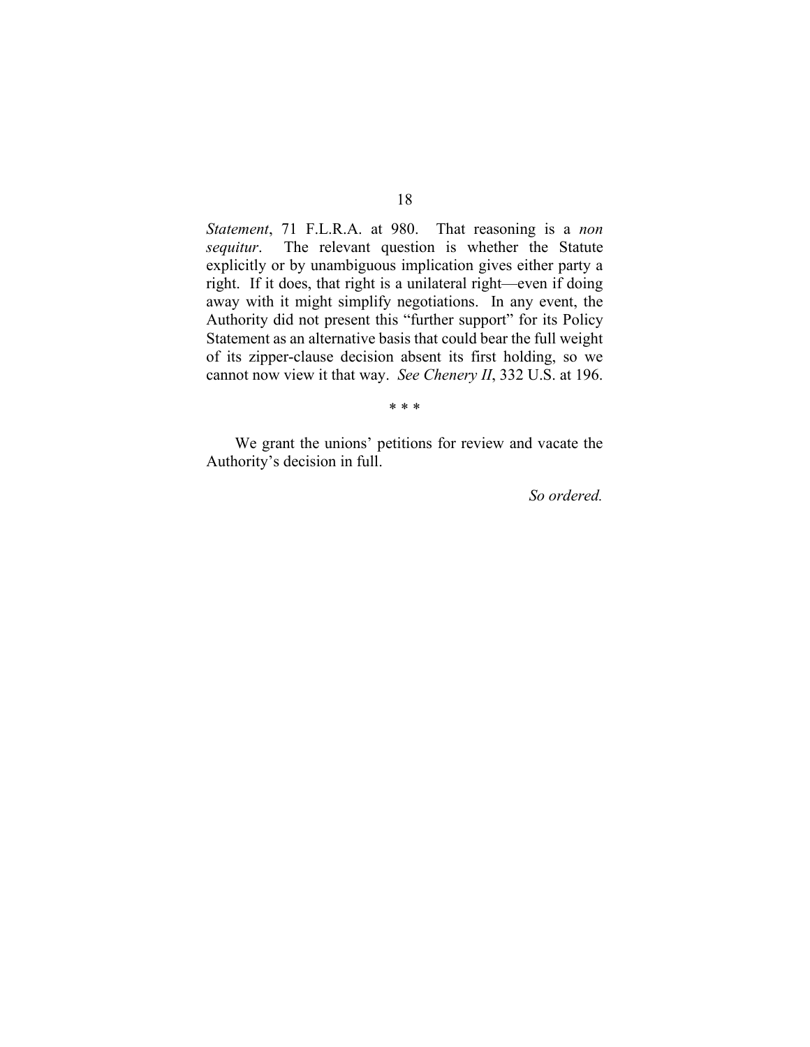*Statement*, 71 F.L.R.A. at 980. That reasoning is a *non sequitur*. The relevant question is whether the Statute explicitly or by unambiguous implication gives either party a right. If it does, that right is a unilateral right—even if doing away with it might simplify negotiations. In any event, the Authority did not present this "further support" for its Policy Statement as an alternative basis that could bear the full weight of its zipper-clause decision absent its first holding, so we cannot now view it that way. *See Chenery II*, 332 U.S. at 196.

\* \* \*

We grant the unions' petitions for review and vacate the Authority's decision in full.

*So ordered.*